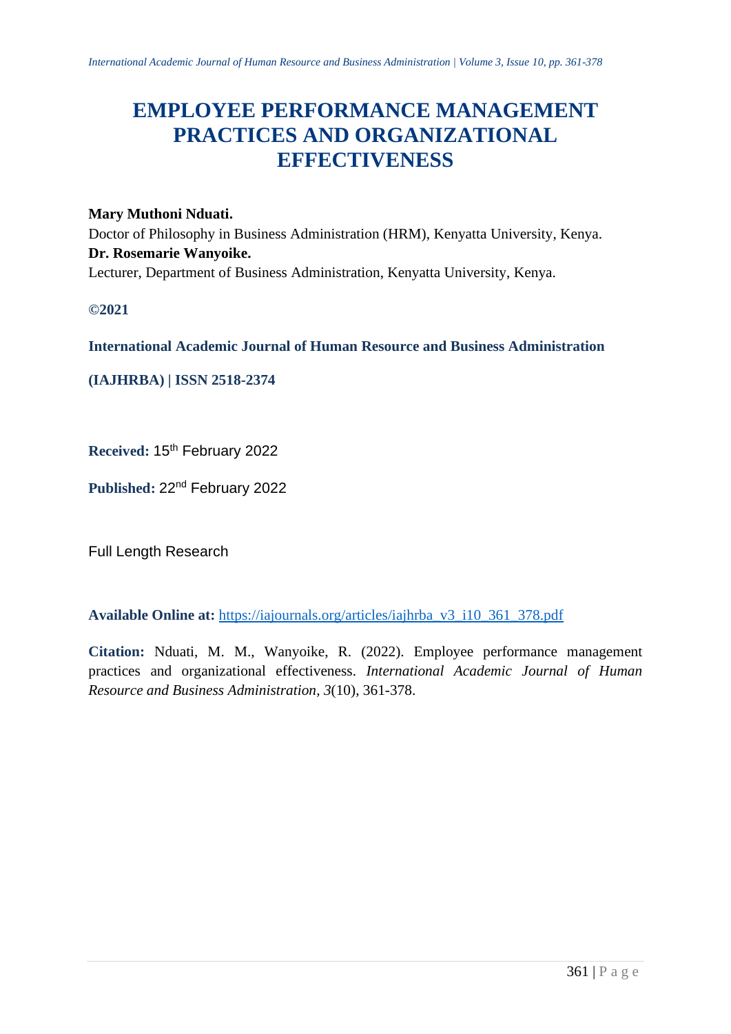# EMPLOYEE PERFORMANCE MANAGEMENT PRACTICES AND ORGANIZATIONAL EFFECTIVENESS

**Mary Muthoni Nduati.**
Doctor of Philosophy in Business Administration (HRM), Kenyatta University, Kenya.
**Dr. Rosemarie Wanyoike.**
Lecturer, Department of Business Administration, Kenyatta University, Kenya.

**©2021**

**International Academic Journal of Human Resource and Business Administration**

**(IAJHRBA) | ISSN 2518-2374**

**Received:** 15th February 2022

**Published:** 22nd February 2022

Full Length Research

**Available Online at:** https://iajournals.org/articles/iajhrba_v3_i10_361_378.pdf

**Citation:** Nduati, M. M., Wanyoike, R. (2022). Employee performance management practices and organizational effectiveness. *International Academic Journal of Human Resource and Business Administration, 3*(10), 361-378.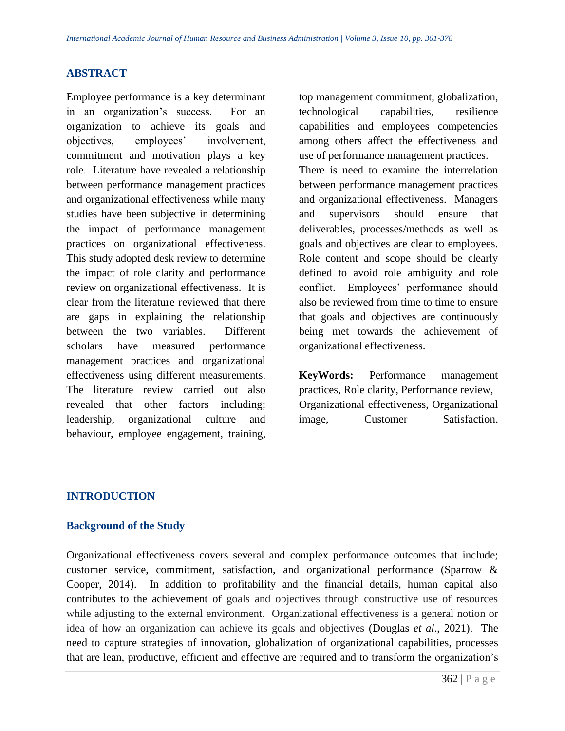## ABSTRACT

Employee performance is a key determinant in an organization's success. For an organization to achieve its goals and objectives, employees' involvement, commitment and motivation plays a key role. Literature have revealed a relationship between performance management practices and organizational effectiveness while many studies have been subjective in determining the impact of performance management practices on organizational effectiveness. This study adopted desk review to determine the impact of role clarity and performance review on organizational effectiveness. It is clear from the literature reviewed that there are gaps in explaining the relationship between the two variables. Different scholars have measured performance management practices and organizational effectiveness using different measurements. The literature review carried out also revealed that other factors including; leadership, organizational culture and behaviour, employee engagement, training, top management commitment, globalization, technological capabilities, resilience capabilities and employees competencies among others affect the effectiveness and use of performance management practices. There is need to examine the interrelation between performance management practices and organizational effectiveness. Managers and supervisors should ensure that deliverables, processes/methods as well as goals and objectives are clear to employees. Role content and scope should be clearly defined to avoid role ambiguity and role conflict. Employees' performance should also be reviewed from time to time to ensure that goals and objectives are continuously being met towards the achievement of organizational effectiveness.

**KeyWords:** Performance management practices, Role clarity, Performance review, Organizational effectiveness, Organizational image, Customer Satisfaction.

## INTRODUCTION

### Background of the Study

Organizational effectiveness covers several and complex performance outcomes that include; customer service, commitment, satisfaction, and organizational performance (Sparrow & Cooper, 2014). In addition to profitability and the financial details, human capital also contributes to the achievement of goals and objectives through constructive use of resources while adjusting to the external environment. Organizational effectiveness is a general notion or idea of how an organization can achieve its goals and objectives (Douglas *et al*., 2021). The need to capture strategies of innovation, globalization of organizational capabilities, processes that are lean, productive, efficient and effective are required and to transform the organization's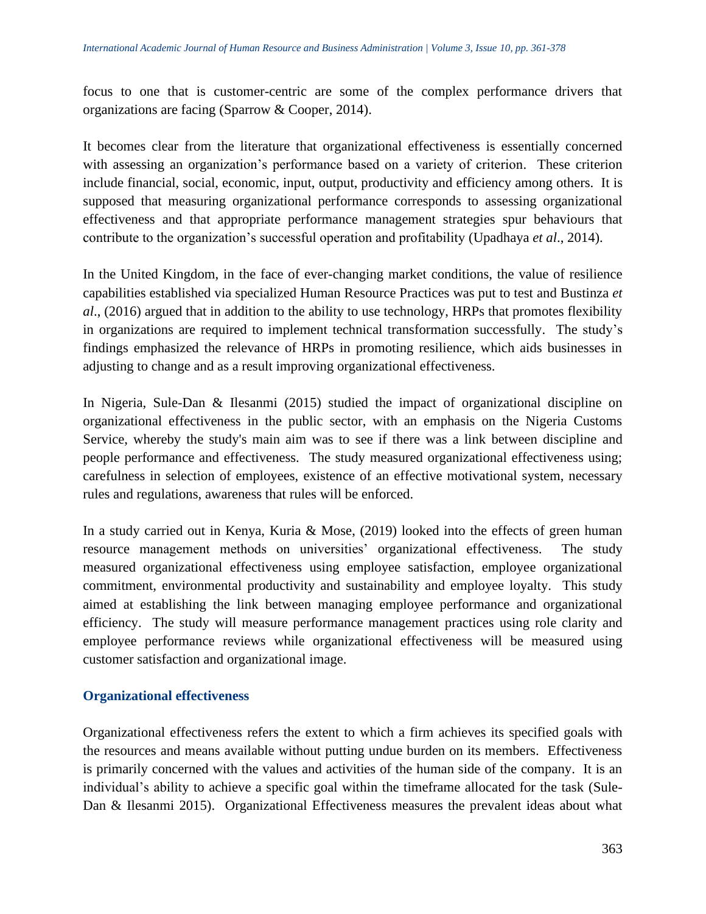focus to one that is customer-centric are some of the complex performance drivers that organizations are facing (Sparrow & Cooper, 2014).

It becomes clear from the literature that organizational effectiveness is essentially concerned with assessing an organization's performance based on a variety of criterion. These criterion include financial, social, economic, input, output, productivity and efficiency among others. It is supposed that measuring organizational performance corresponds to assessing organizational effectiveness and that appropriate performance management strategies spur behaviours that contribute to the organization's successful operation and profitability (Upadhaya *et al*., 2014).

In the United Kingdom, in the face of ever-changing market conditions, the value of resilience capabilities established via specialized Human Resource Practices was put to test and Bustinza *et al*., (2016) argued that in addition to the ability to use technology, HRPs that promotes flexibility in organizations are required to implement technical transformation successfully. The study's findings emphasized the relevance of HRPs in promoting resilience, which aids businesses in adjusting to change and as a result improving organizational effectiveness.

In Nigeria, Sule-Dan & Ilesanmi (2015) studied the impact of organizational discipline on organizational effectiveness in the public sector, with an emphasis on the Nigeria Customs Service, whereby the study's main aim was to see if there was a link between discipline and people performance and effectiveness. The study measured organizational effectiveness using; carefulness in selection of employees, existence of an effective motivational system, necessary rules and regulations, awareness that rules will be enforced.

In a study carried out in Kenya, Kuria & Mose, (2019) looked into the effects of green human resource management methods on universities' organizational effectiveness. The study measured organizational effectiveness using employee satisfaction, employee organizational commitment, environmental productivity and sustainability and employee loyalty. This study aimed at establishing the link between managing employee performance and organizational efficiency. The study will measure performance management practices using role clarity and employee performance reviews while organizational effectiveness will be measured using customer satisfaction and organizational image.

## Organizational effectiveness

Organizational effectiveness refers the extent to which a firm achieves its specified goals with the resources and means available without putting undue burden on its members. Effectiveness is primarily concerned with the values and activities of the human side of the company. It is an individual's ability to achieve a specific goal within the timeframe allocated for the task (Sule-Dan & Ilesanmi 2015). Organizational Effectiveness measures the prevalent ideas about what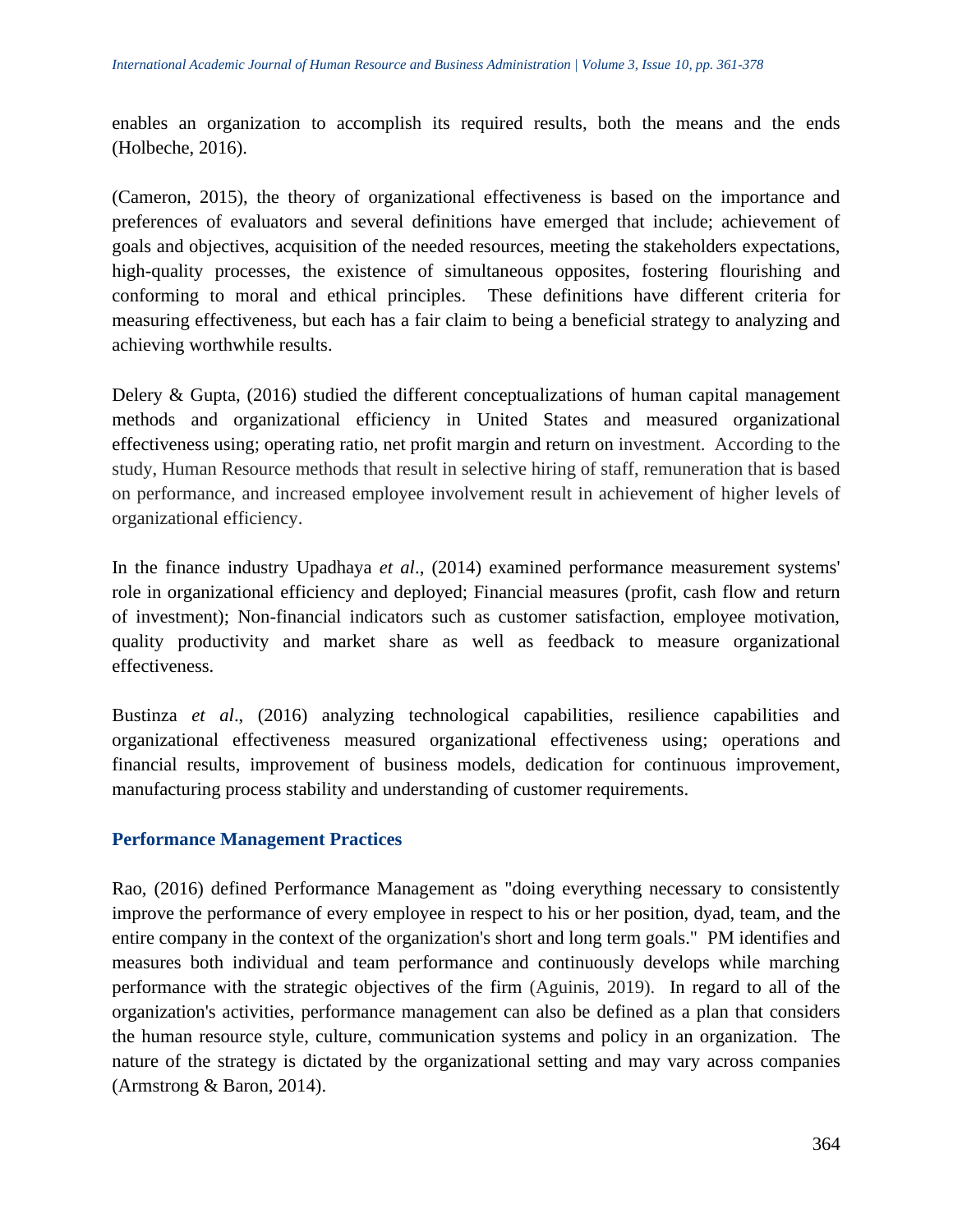enables an organization to accomplish its required results, both the means and the ends (Holbeche, 2016).

(Cameron, 2015), the theory of organizational effectiveness is based on the importance and preferences of evaluators and several definitions have emerged that include; achievement of goals and objectives, acquisition of the needed resources, meeting the stakeholders expectations, high-quality processes, the existence of simultaneous opposites, fostering flourishing and conforming to moral and ethical principles. These definitions have different criteria for measuring effectiveness, but each has a fair claim to being a beneficial strategy to analyzing and achieving worthwhile results.

Delery & Gupta, (2016) studied the different conceptualizations of human capital management methods and organizational efficiency in United States and measured organizational effectiveness using; operating ratio, net profit margin and return on investment. According to the study, Human Resource methods that result in selective hiring of staff, remuneration that is based on performance, and increased employee involvement result in achievement of higher levels of organizational efficiency.

In the finance industry Upadhaya *et al*., (2014) examined performance measurement systems' role in organizational efficiency and deployed; Financial measures (profit, cash flow and return of investment); Non-financial indicators such as customer satisfaction, employee motivation, quality productivity and market share as well as feedback to measure organizational effectiveness.

Bustinza *et al*., (2016) analyzing technological capabilities, resilience capabilities and organizational effectiveness measured organizational effectiveness using; operations and financial results, improvement of business models, dedication for continuous improvement, manufacturing process stability and understanding of customer requirements.

## Performance Management Practices

Rao, (2016) defined Performance Management as "doing everything necessary to consistently improve the performance of every employee in respect to his or her position, dyad, team, and the entire company in the context of the organization's short and long term goals." PM identifies and measures both individual and team performance and continuously develops while marching performance with the strategic objectives of the firm (Aguinis, 2019). In regard to all of the organization's activities, performance management can also be defined as a plan that considers the human resource style, culture, communication systems and policy in an organization. The nature of the strategy is dictated by the organizational setting and may vary across companies (Armstrong & Baron, 2014).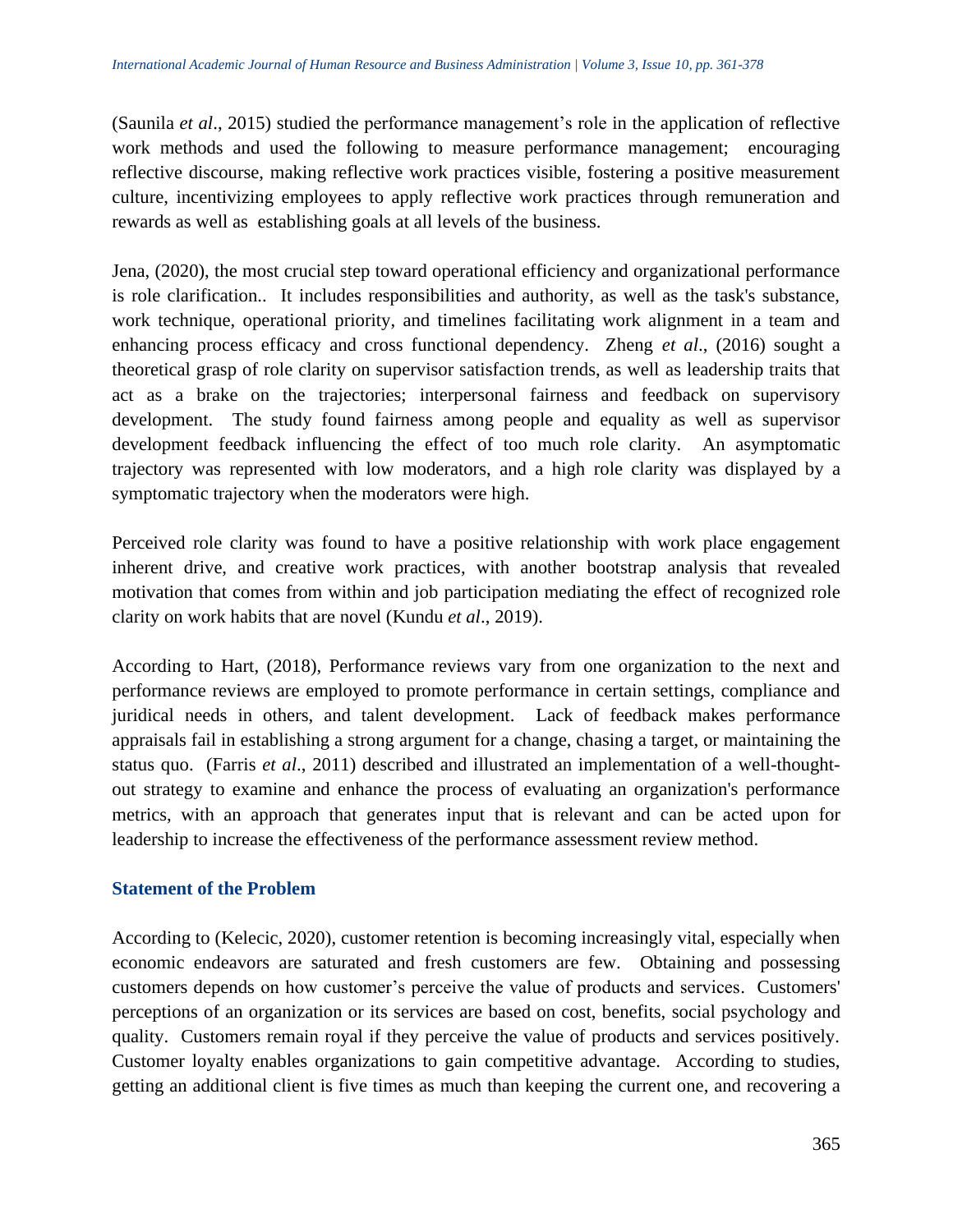(Saunila *et al*., 2015) studied the performance management's role in the application of reflective work methods and used the following to measure performance management; encouraging reflective discourse, making reflective work practices visible, fostering a positive measurement culture, incentivizing employees to apply reflective work practices through remuneration and rewards as well as establishing goals at all levels of the business.

Jena, (2020), the most crucial step toward operational efficiency and organizational performance is role clarification.. It includes responsibilities and authority, as well as the task's substance, work technique, operational priority, and timelines facilitating work alignment in a team and enhancing process efficacy and cross functional dependency. Zheng *et al*., (2016) sought a theoretical grasp of role clarity on supervisor satisfaction trends, as well as leadership traits that act as a brake on the trajectories; interpersonal fairness and feedback on supervisory development. The study found fairness among people and equality as well as supervisor development feedback influencing the effect of too much role clarity. An asymptomatic trajectory was represented with low moderators, and a high role clarity was displayed by a symptomatic trajectory when the moderators were high.

Perceived role clarity was found to have a positive relationship with work place engagement inherent drive, and creative work practices, with another bootstrap analysis that revealed motivation that comes from within and job participation mediating the effect of recognized role clarity on work habits that are novel (Kundu *et al*., 2019).

According to Hart, (2018), Performance reviews vary from one organization to the next and performance reviews are employed to promote performance in certain settings, compliance and juridical needs in others, and talent development. Lack of feedback makes performance appraisals fail in establishing a strong argument for a change, chasing a target, or maintaining the status quo. (Farris *et al*., 2011) described and illustrated an implementation of a well-thought-out strategy to examine and enhance the process of evaluating an organization's performance metrics, with an approach that generates input that is relevant and can be acted upon for leadership to increase the effectiveness of the performance assessment review method.

## Statement of the Problem

According to (Kelecic, 2020), customer retention is becoming increasingly vital, especially when economic endeavors are saturated and fresh customers are few. Obtaining and possessing customers depends on how customer's perceive the value of products and services. Customers' perceptions of an organization or its services are based on cost, benefits, social psychology and quality. Customers remain royal if they perceive the value of products and services positively. Customer loyalty enables organizations to gain competitive advantage. According to studies, getting an additional client is five times as much than keeping the current one, and recovering a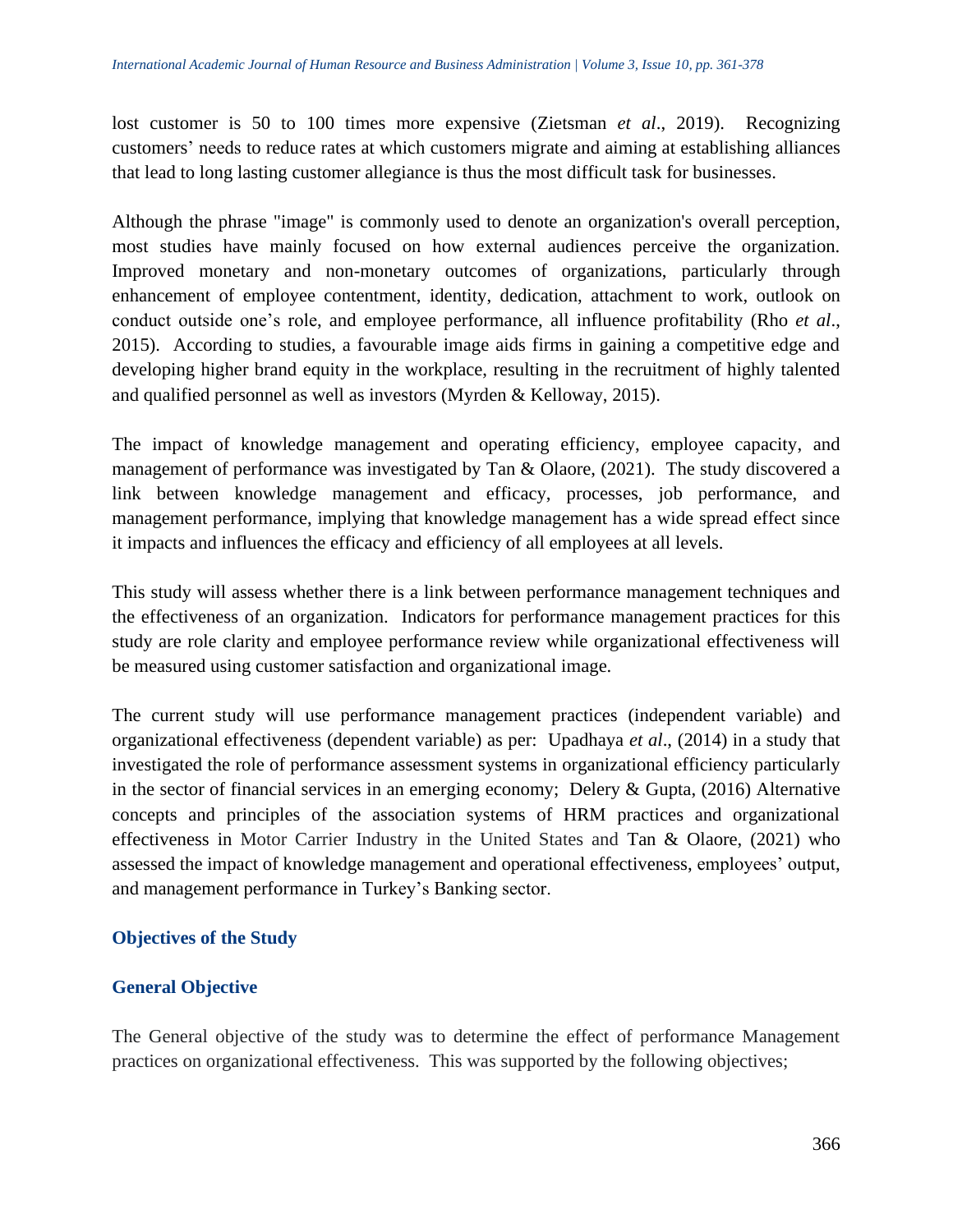lost customer is 50 to 100 times more expensive (Zietsman *et al*., 2019). Recognizing customers' needs to reduce rates at which customers migrate and aiming at establishing alliances that lead to long lasting customer allegiance is thus the most difficult task for businesses.

Although the phrase "image" is commonly used to denote an organization's overall perception, most studies have mainly focused on how external audiences perceive the organization. Improved monetary and non-monetary outcomes of organizations, particularly through enhancement of employee contentment, identity, dedication, attachment to work, outlook on conduct outside one's role, and employee performance, all influence profitability (Rho *et al*., 2015). According to studies, a favourable image aids firms in gaining a competitive edge and developing higher brand equity in the workplace, resulting in the recruitment of highly talented and qualified personnel as well as investors (Myrden & Kelloway, 2015).

The impact of knowledge management and operating efficiency, employee capacity, and management of performance was investigated by Tan & Olaore, (2021). The study discovered a link between knowledge management and efficacy, processes, job performance, and management performance, implying that knowledge management has a wide spread effect since it impacts and influences the efficacy and efficiency of all employees at all levels.

This study will assess whether there is a link between performance management techniques and the effectiveness of an organization. Indicators for performance management practices for this study are role clarity and employee performance review while organizational effectiveness will be measured using customer satisfaction and organizational image.

The current study will use performance management practices (independent variable) and organizational effectiveness (dependent variable) as per: Upadhaya *et al*., (2014) in a study that investigated the role of performance assessment systems in organizational efficiency particularly in the sector of financial services in an emerging economy; Delery & Gupta, (2016) Alternative concepts and principles of the association systems of HRM practices and organizational effectiveness in Motor Carrier Industry in the United States and Tan & Olaore, (2021) who assessed the impact of knowledge management and operational effectiveness, employees' output, and management performance in Turkey's Banking sector.

## Objectives of the Study

### General Objective

The General objective of the study was to determine the effect of performance Management practices on organizational effectiveness. This was supported by the following objectives;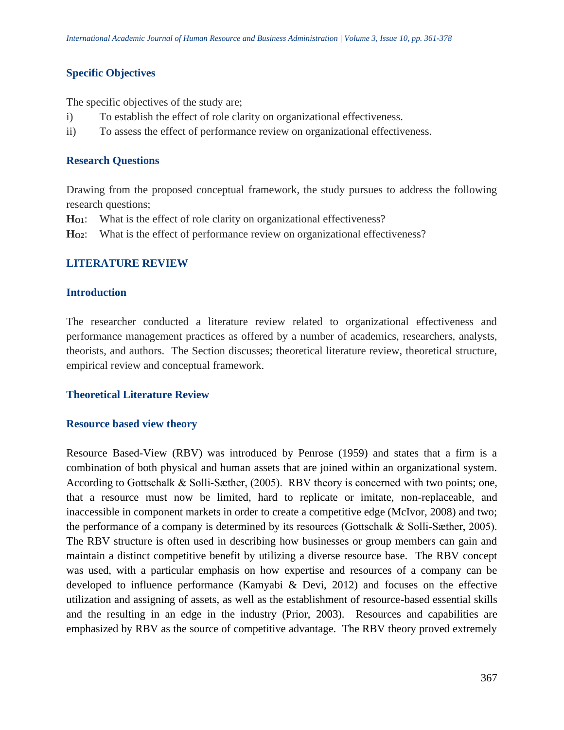### Specific Objectives

The specific objectives of the study are;

i) To establish the effect of role clarity on organizational effectiveness.

ii) To assess the effect of performance review on organizational effectiveness.

### Research Questions

Drawing from the proposed conceptual framework, the study pursues to address the following research questions;

**$H_{O1}$**: What is the effect of role clarity on organizational effectiveness?

**$H_{O2}$**: What is the effect of performance review on organizational effectiveness?

## LITERATURE REVIEW

### Introduction

The researcher conducted a literature review related to organizational effectiveness and performance management practices as offered by a number of academics, researchers, analysts, theorists, and authors. The Section discusses; theoretical literature review, theoretical structure, empirical review and conceptual framework.

### Theoretical Literature Review

### Resource based view theory

Resource Based-View (RBV) was introduced by Penrose (1959) and states that a firm is a combination of both physical and human assets that are joined within an organizational system. According to Gottschalk & Solli-Sæther, (2005). RBV theory is concerned with two points; one, that a resource must now be limited, hard to replicate or imitate, non-replaceable, and inaccessible in component markets in order to create a competitive edge (McIvor, 2008) and two; the performance of a company is determined by its resources (Gottschalk & Solli-Sæther, 2005). The RBV structure is often used in describing how businesses or group members can gain and maintain a distinct competitive benefit by utilizing a diverse resource base. The RBV concept was used, with a particular emphasis on how expertise and resources of a company can be developed to influence performance (Kamyabi & Devi, 2012) and focuses on the effective utilization and assigning of assets, as well as the establishment of resource-based essential skills and the resulting in an edge in the industry (Prior, 2003). Resources and capabilities are emphasized by RBV as the source of competitive advantage. The RBV theory proved extremely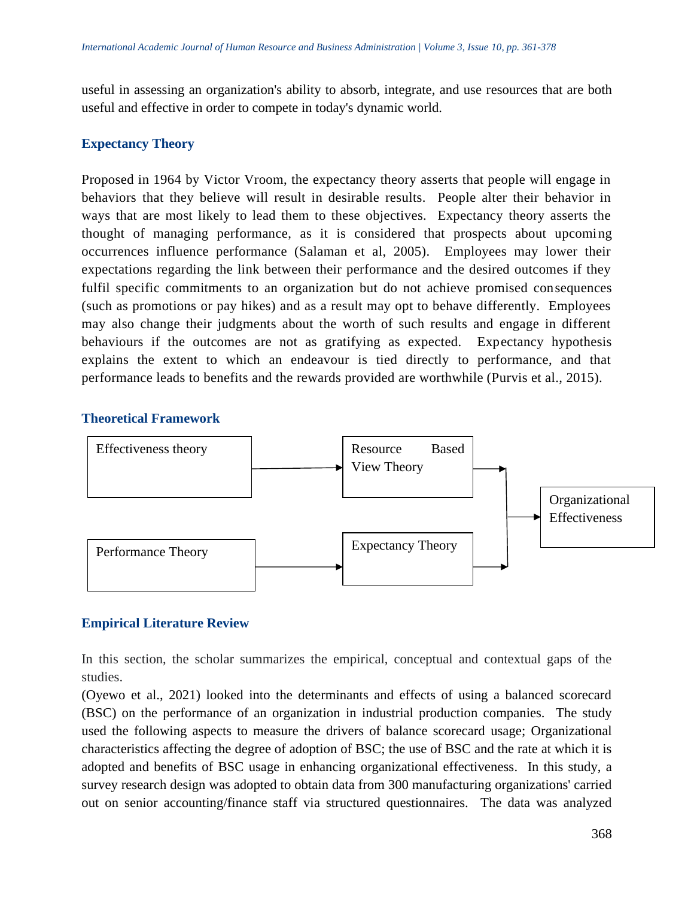useful in assessing an organization's ability to absorb, integrate, and use resources that are both useful and effective in order to compete in today's dynamic world.

### Expectancy Theory

Proposed in 1964 by Victor Vroom, the expectancy theory asserts that people will engage in behaviors that they believe will result in desirable results. People alter their behavior in ways that are most likely to lead them to these objectives. Expectancy theory asserts the thought of managing performance, as it is considered that prospects about upcoming occurrences influence performance (Salaman et al, 2005). Employees may lower their expectations regarding the link between their performance and the desired outcomes if they fulfil specific commitments to an organization but do not achieve promised consequences (such as promotions or pay hikes) and as a result may opt to behave differently. Employees may also change their judgments about the worth of such results and engage in different behaviours if the outcomes are not as gratifying as expected. Expectancy hypothesis explains the extent to which an endeavour is tied directly to performance, and that performance leads to benefits and the rewards provided are worthwhile (Purvis et al., 2015).

### Theoretical Framework

Effectiveness theory → Resource Based View Theory

Performance Theory → Expectancy Theory

Resource Based View Theory, Expectancy Theory → Organizational Effectiveness

### Empirical Literature Review

In this section, the scholar summarizes the empirical, conceptual and contextual gaps of the studies.

(Oyewo et al., 2021) looked into the determinants and effects of using a balanced scorecard (BSC) on the performance of an organization in industrial production companies. The study used the following aspects to measure the drivers of balance scorecard usage; Organizational characteristics affecting the degree of adoption of BSC; the use of BSC and the rate at which it is adopted and benefits of BSC usage in enhancing organizational effectiveness. In this study, a survey research design was adopted to obtain data from 300 manufacturing organizations' carried out on senior accounting/finance staff via structured questionnaires. The data was analyzed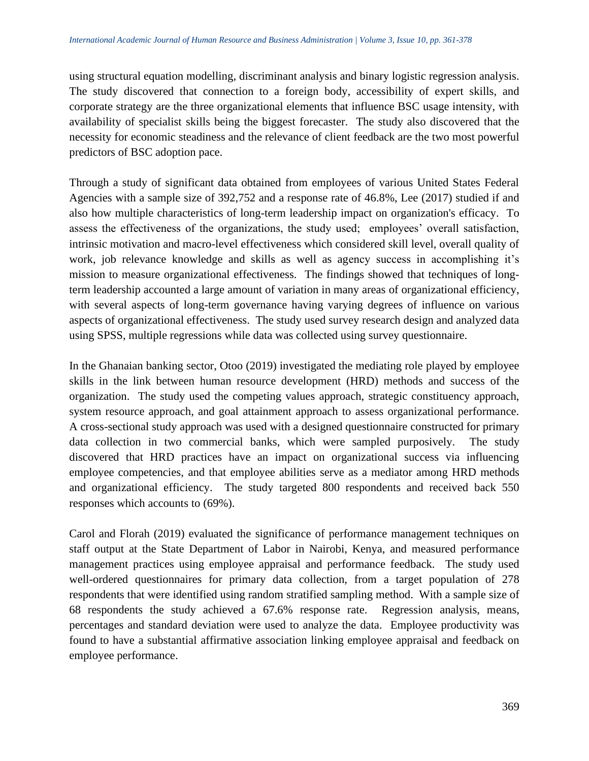using structural equation modelling, discriminant analysis and binary logistic regression analysis. The study discovered that connection to a foreign body, accessibility of expert skills, and corporate strategy are the three organizational elements that influence BSC usage intensity, with availability of specialist skills being the biggest forecaster. The study also discovered that the necessity for economic steadiness and the relevance of client feedback are the two most powerful predictors of BSC adoption pace.

Through a study of significant data obtained from employees of various United States Federal Agencies with a sample size of 392,752 and a response rate of 46.8%, Lee (2017) studied if and also how multiple characteristics of long-term leadership impact on organization's efficacy. To assess the effectiveness of the organizations, the study used; employees' overall satisfaction, intrinsic motivation and macro-level effectiveness which considered skill level, overall quality of work, job relevance knowledge and skills as well as agency success in accomplishing it's mission to measure organizational effectiveness. The findings showed that techniques of long-term leadership accounted a large amount of variation in many areas of organizational efficiency, with several aspects of long-term governance having varying degrees of influence on various aspects of organizational effectiveness. The study used survey research design and analyzed data using SPSS, multiple regressions while data was collected using survey questionnaire.

In the Ghanaian banking sector, Otoo (2019) investigated the mediating role played by employee skills in the link between human resource development (HRD) methods and success of the organization. The study used the competing values approach, strategic constituency approach, system resource approach, and goal attainment approach to assess organizational performance. A cross-sectional study approach was used with a designed questionnaire constructed for primary data collection in two commercial banks, which were sampled purposively. The study discovered that HRD practices have an impact on organizational success via influencing employee competencies, and that employee abilities serve as a mediator among HRD methods and organizational efficiency. The study targeted 800 respondents and received back 550 responses which accounts to (69%).

Carol and Florah (2019) evaluated the significance of performance management techniques on staff output at the State Department of Labor in Nairobi, Kenya, and measured performance management practices using employee appraisal and performance feedback. The study used well-ordered questionnaires for primary data collection, from a target population of 278 respondents that were identified using random stratified sampling method. With a sample size of 68 respondents the study achieved a 67.6% response rate. Regression analysis, means, percentages and standard deviation were used to analyze the data. Employee productivity was found to have a substantial affirmative association linking employee appraisal and feedback on employee performance.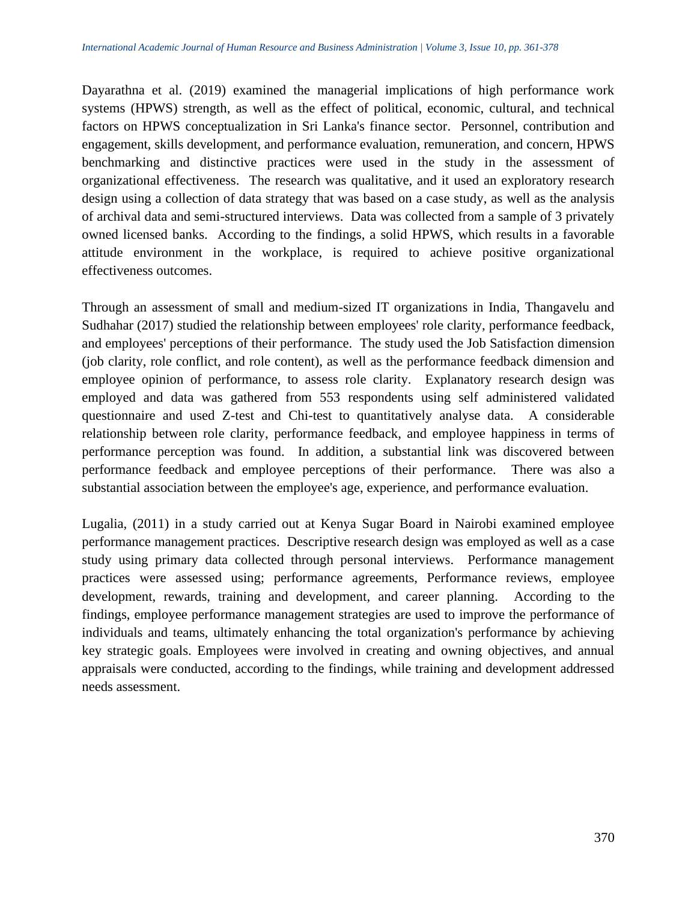Dayarathna et al. (2019) examined the managerial implications of high performance work systems (HPWS) strength, as well as the effect of political, economic, cultural, and technical factors on HPWS conceptualization in Sri Lanka's finance sector. Personnel, contribution and engagement, skills development, and performance evaluation, remuneration, and concern, HPWS benchmarking and distinctive practices were used in the study in the assessment of organizational effectiveness. The research was qualitative, and it used an exploratory research design using a collection of data strategy that was based on a case study, as well as the analysis of archival data and semi-structured interviews. Data was collected from a sample of 3 privately owned licensed banks. According to the findings, a solid HPWS, which results in a favorable attitude environment in the workplace, is required to achieve positive organizational effectiveness outcomes.

Through an assessment of small and medium-sized IT organizations in India, Thangavelu and Sudhahar (2017) studied the relationship between employees' role clarity, performance feedback, and employees' perceptions of their performance. The study used the Job Satisfaction dimension (job clarity, role conflict, and role content), as well as the performance feedback dimension and employee opinion of performance, to assess role clarity. Explanatory research design was employed and data was gathered from 553 respondents using self administered validated questionnaire and used Z-test and Chi-test to quantitatively analyse data. A considerable relationship between role clarity, performance feedback, and employee happiness in terms of performance perception was found. In addition, a substantial link was discovered between performance feedback and employee perceptions of their performance. There was also a substantial association between the employee's age, experience, and performance evaluation.

Lugalia, (2011) in a study carried out at Kenya Sugar Board in Nairobi examined employee performance management practices. Descriptive research design was employed as well as a case study using primary data collected through personal interviews. Performance management practices were assessed using; performance agreements, Performance reviews, employee development, rewards, training and development, and career planning. According to the findings, employee performance management strategies are used to improve the performance of individuals and teams, ultimately enhancing the total organization's performance by achieving key strategic goals. Employees were involved in creating and owning objectives, and annual appraisals were conducted, according to the findings, while training and development addressed needs assessment.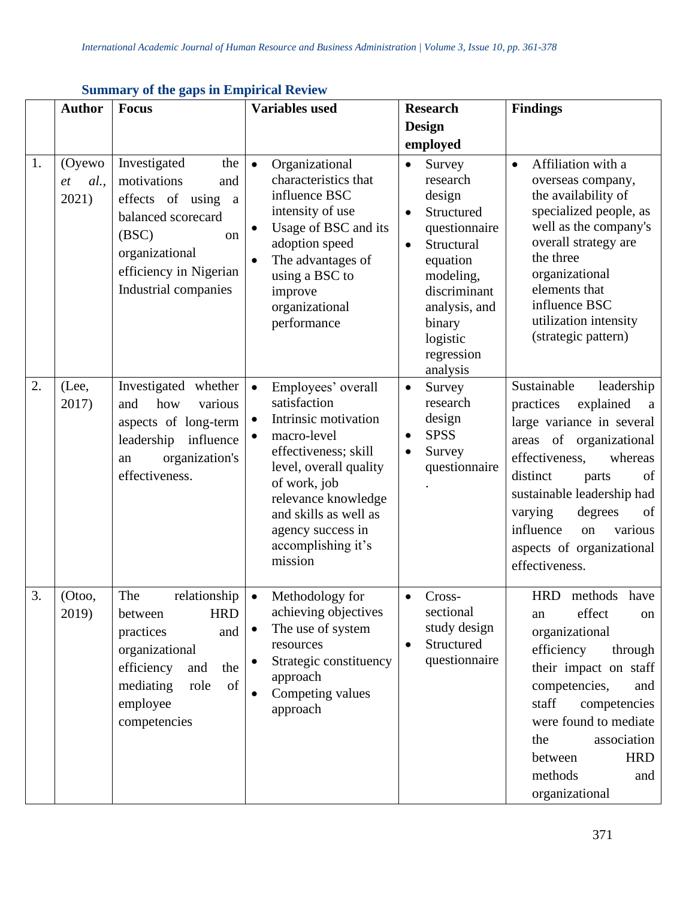**Summary of the gaps in Empirical Review**

| | Author | Focus | Variables used | Research Design employed | Findings |
|---|---|---|---|---|---|
| 1. | (Oyewo *et al.*, 2021) | Investigated the motivations and effects of using a balanced scorecard (BSC) on organizational efficiency in Nigerian Industrial companies | • Organizational characteristics that influence BSC intensity of use<br>• Usage of BSC and its adoption speed<br>• The advantages of using a BSC to improve organizational performance | • Survey research design<br>• Structured questionnaire<br>• Structural equation modeling, discriminant analysis, and binary logistic regression analysis | • Affiliation with a overseas company, the availability of specialized people, as well as the company's overall strategy are the three organizational elements that influence BSC utilization intensity (strategic pattern) |
| 2. | (Lee, 2017) | Investigated whether and how various aspects of long-term leadership influence an organization's effectiveness. | • Employees' overall satisfaction<br>• Intrinsic motivation<br>• macro-level effectiveness; skill level, overall quality of work, job relevance knowledge and skills as well as agency success in accomplishing it's mission | • Survey research design<br>• SPSS<br>• Survey questionnaire. | Sustainable leadership practices explained a large variance in several areas of organizational effectiveness, whereas distinct parts of sustainable leadership had varying degrees of influence on various aspects of organizational effectiveness. |
| 3. | (Otoo, 2019) | The relationship between HRD practices and organizational efficiency and the mediating role of employee competencies | • Methodology for achieving objectives<br>• The use of system resources<br>• Strategic constituency approach<br>• Competing values approach | • Cross-sectional study design<br>• Structured questionnaire | HRD methods have an effect on organizational efficiency through their impact on staff competencies, and staff competencies were found to mediate the association between HRD methods and organizational |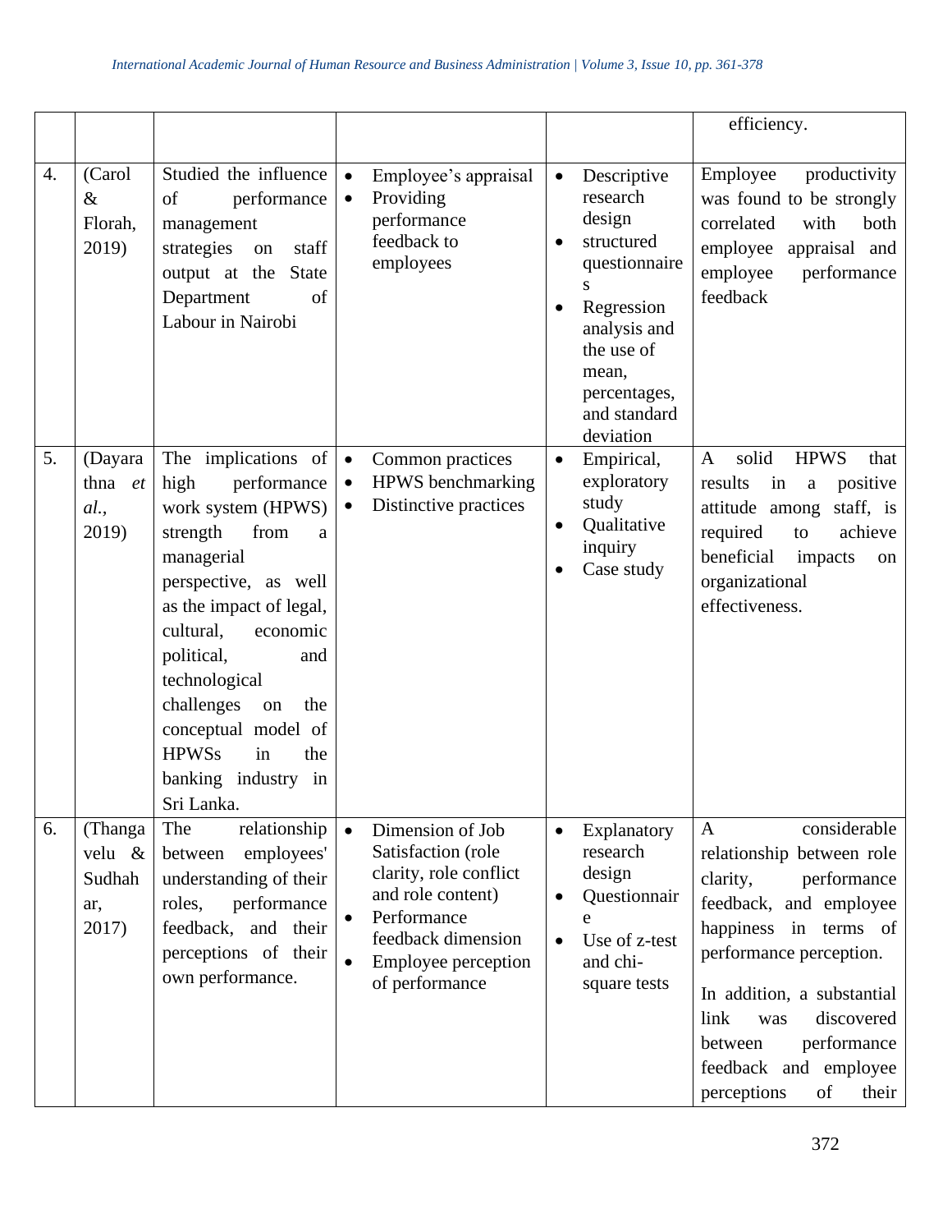| | | | | | |
|---|---|---|---|---|---|
| | | | | | efficiency. |
| 4. | (Carol & Florah, 2019) | Studied the influence of performance management strategies on staff output at the State Department of Labour in Nairobi | • Employee's appraisal<br>• Providing performance feedback to employees | • Descriptive research design<br>• structured questionnaires<br>• Regression analysis and the use of mean, percentages, and standard deviation | Employee productivity was found to be strongly correlated with both employee appraisal and employee performance feedback |
| 5. | (Dayarathna *et al.*, 2019) | The implications of high performance work system (HPWS) strength from a managerial perspective, as well as the impact of legal, cultural, economic political, and technological challenges on the conceptual model of HPWSs in the banking industry in Sri Lanka. | • Common practices<br>• HPWS benchmarking<br>• Distinctive practices | • Empirical, exploratory study<br>• Qualitative inquiry<br>• Case study | A solid HPWS that results in a positive attitude among staff, is required to achieve beneficial impacts on organizational effectiveness. |
| 6. | (Thangavelu & Sudhahar, 2017) | The relationship between employees' understanding of their roles, performance feedback, and their perceptions of their own performance. | • Dimension of Job Satisfaction (role clarity, role conflict and role content)<br>• Performance feedback dimension<br>• Employee perception of performance | • Explanatory research design<br>• Questionnaire<br>• Use of z-test and chi-square tests | A considerable relationship between role clarity, performance feedback, and employee happiness in terms of performance perception.<br><br>In addition, a substantial link was discovered between performance feedback and employee perceptions of their |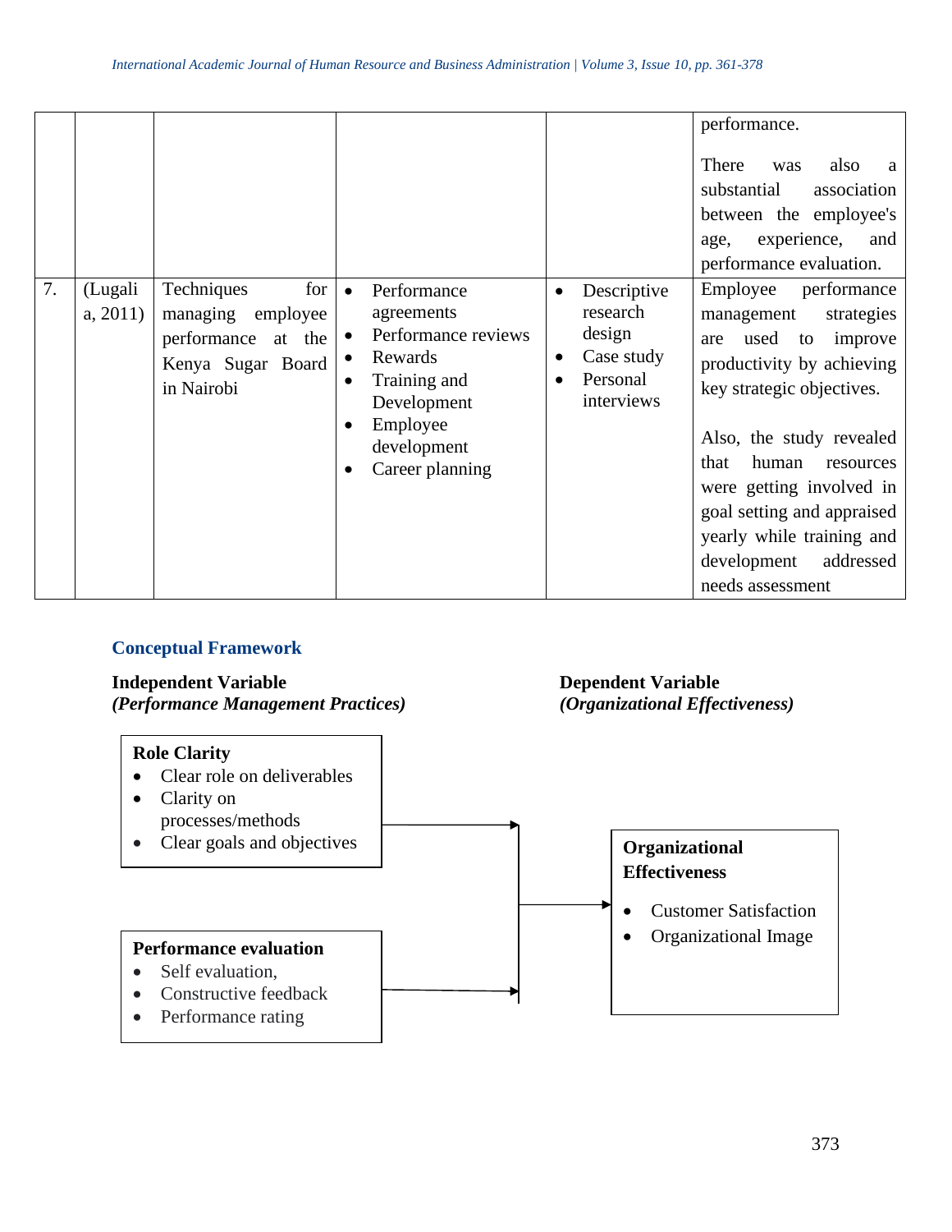|  |  |  |  |  | performance.<br><br>There was also a substantial association between the employee's age, experience, and performance evaluation. |
|---|---|---|---|---|---|
| 7. | (Lugalia, 2011) | Techniques for managing employee performance at the Kenya Sugar Board in Nairobi | • Performance agreements<br>• Performance reviews<br>• Rewards<br>• Training and Development<br>• Employee development<br>• Career planning | • Descriptive research design<br>• Case study<br>• Personal interviews | Employee performance management strategies are used to improve productivity by achieving key strategic objectives.<br><br>Also, the study revealed that human resources were getting involved in goal setting and appraised yearly while training and development addressed needs assessment |

## Conceptual Framework

**Independent Variable**
***(Performance Management Practices)***

**Role Clarity**
- Clear role on deliverables
- Clarity on processes/methods
- Clear goals and objectives

**Performance evaluation**
- Self evaluation,
- Constructive feedback
- Performance rating

**Dependent Variable**
***(Organizational Effectiveness)***

**Organizational Effectiveness**
- Customer Satisfaction
- Organizational Image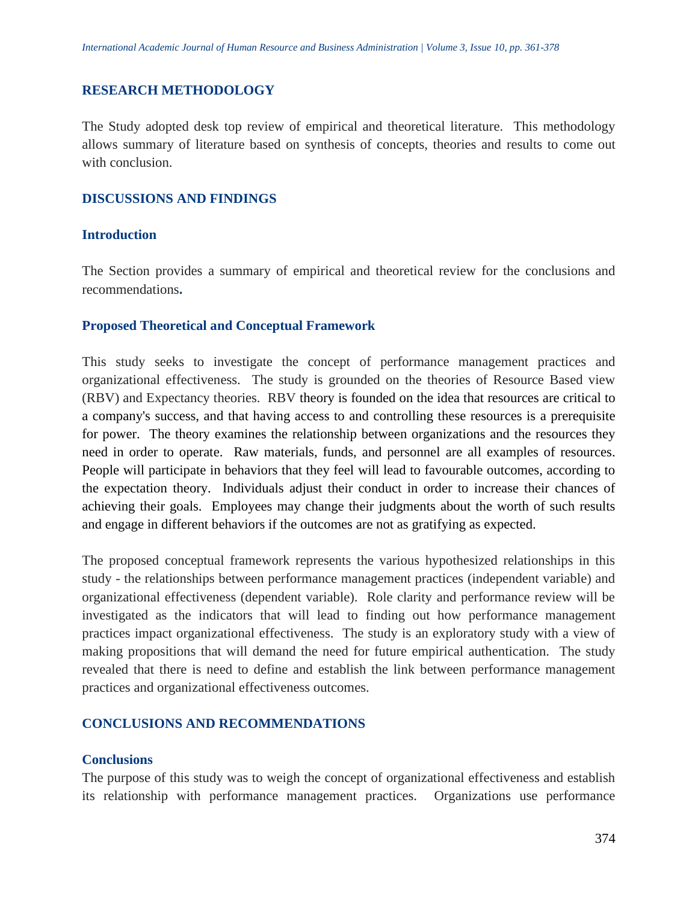## RESEARCH METHODOLOGY

The Study adopted desk top review of empirical and theoretical literature. This methodology allows summary of literature based on synthesis of concepts, theories and results to come out with conclusion.

## DISCUSSIONS AND FINDINGS

### Introduction

The Section provides a summary of empirical and theoretical review for the conclusions and recommendations**.**

### Proposed Theoretical and Conceptual Framework

This study seeks to investigate the concept of performance management practices and organizational effectiveness. The study is grounded on the theories of Resource Based view (RBV) and Expectancy theories. RBV theory is founded on the idea that resources are critical to a company's success, and that having access to and controlling these resources is a prerequisite for power. The theory examines the relationship between organizations and the resources they need in order to operate. Raw materials, funds, and personnel are all examples of resources. People will participate in behaviors that they feel will lead to favourable outcomes, according to the expectation theory. Individuals adjust their conduct in order to increase their chances of achieving their goals. Employees may change their judgments about the worth of such results and engage in different behaviors if the outcomes are not as gratifying as expected.

The proposed conceptual framework represents the various hypothesized relationships in this study - the relationships between performance management practices (independent variable) and organizational effectiveness (dependent variable). Role clarity and performance review will be investigated as the indicators that will lead to finding out how performance management practices impact organizational effectiveness. The study is an exploratory study with a view of making propositions that will demand the need for future empirical authentication. The study revealed that there is need to define and establish the link between performance management practices and organizational effectiveness outcomes.

## CONCLUSIONS AND RECOMMENDATIONS

### Conclusions

The purpose of this study was to weigh the concept of organizational effectiveness and establish its relationship with performance management practices. Organizations use performance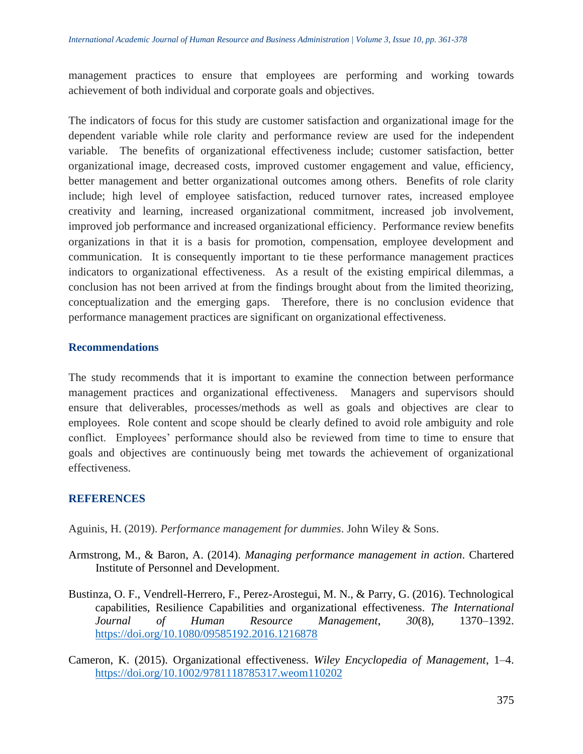management practices to ensure that employees are performing and working towards achievement of both individual and corporate goals and objectives.

The indicators of focus for this study are customer satisfaction and organizational image for the dependent variable while role clarity and performance review are used for the independent variable. The benefits of organizational effectiveness include; customer satisfaction, better organizational image, decreased costs, improved customer engagement and value, efficiency, better management and better organizational outcomes among others. Benefits of role clarity include; high level of employee satisfaction, reduced turnover rates, increased employee creativity and learning, increased organizational commitment, increased job involvement, improved job performance and increased organizational efficiency. Performance review benefits organizations in that it is a basis for promotion, compensation, employee development and communication. It is consequently important to tie these performance management practices indicators to organizational effectiveness. As a result of the existing empirical dilemmas, a conclusion has not been arrived at from the findings brought about from the limited theorizing, conceptualization and the emerging gaps. Therefore, there is no conclusion evidence that performance management practices are significant on organizational effectiveness.

## Recommendations

The study recommends that it is important to examine the connection between performance management practices and organizational effectiveness. Managers and supervisors should ensure that deliverables, processes/methods as well as goals and objectives are clear to employees. Role content and scope should be clearly defined to avoid role ambiguity and role conflict. Employees' performance should also be reviewed from time to time to ensure that goals and objectives are continuously being met towards the achievement of organizational effectiveness.

## REFERENCES

Aguinis, H. (2019). *Performance management for dummies*. John Wiley & Sons.

Armstrong, M., & Baron, A. (2014). *Managing performance management in action*. Chartered Institute of Personnel and Development.

Bustinza, O. F., Vendrell-Herrero, F., Perez-Arostegui, M. N., & Parry, G. (2016). Technological capabilities, Resilience Capabilities and organizational effectiveness. *The International Journal of Human Resource Management*, *30*(8), 1370–1392. https://doi.org/10.1080/09585192.2016.1216878

Cameron, K. (2015). Organizational effectiveness. *Wiley Encyclopedia of Management*, 1–4. https://doi.org/10.1002/9781118785317.weom110202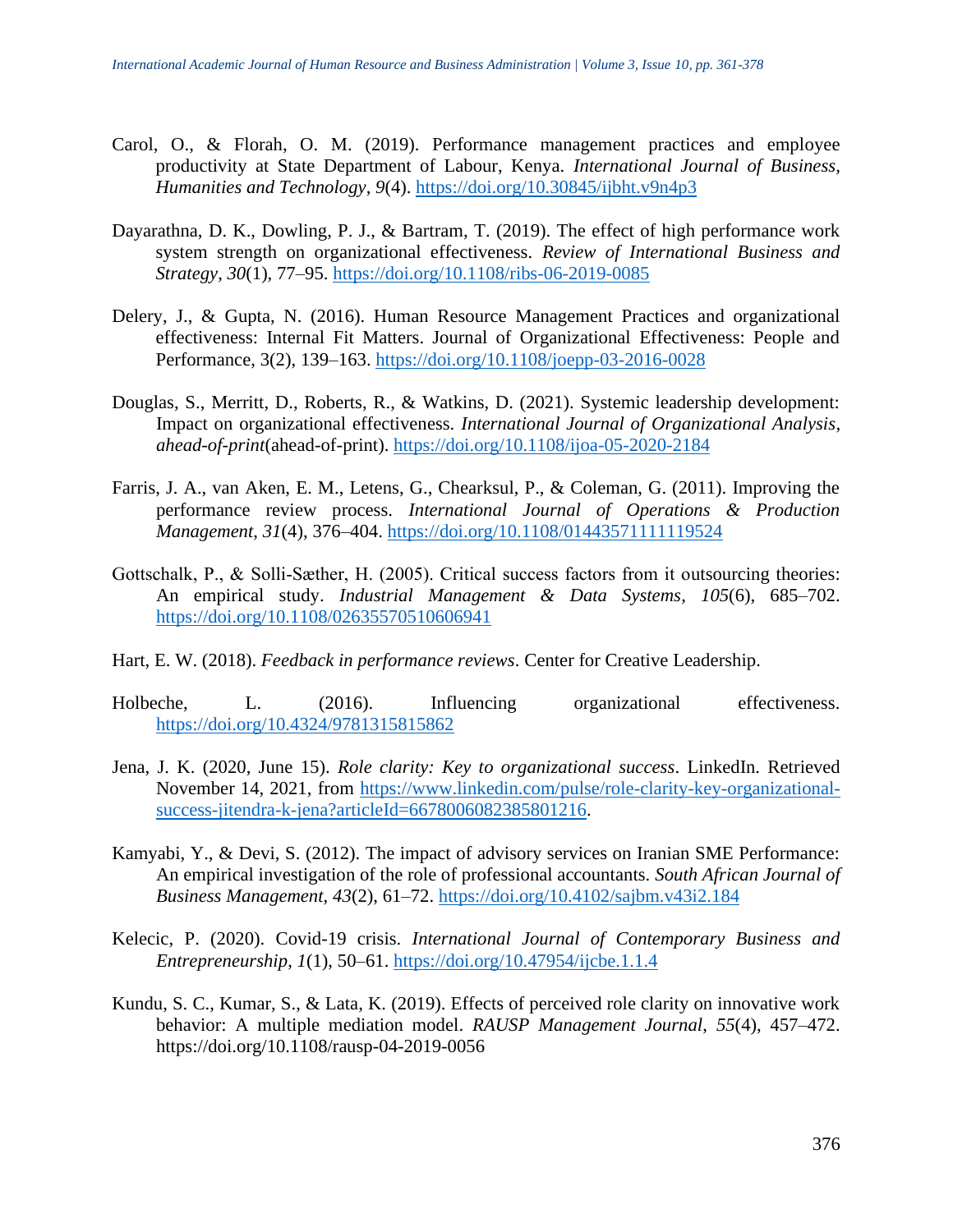Carol, O., & Florah, O. M. (2019). Performance management practices and employee productivity at State Department of Labour, Kenya. *International Journal of Business, Humanities and Technology*, *9*(4). https://doi.org/10.30845/ijbht.v9n4p3

Dayarathna, D. K., Dowling, P. J., & Bartram, T. (2019). The effect of high performance work system strength on organizational effectiveness. *Review of International Business and Strategy*, *30*(1), 77–95. https://doi.org/10.1108/ribs-06-2019-0085

Delery, J., & Gupta, N. (2016). Human Resource Management Practices and organizational effectiveness: Internal Fit Matters. Journal of Organizational Effectiveness: People and Performance, 3(2), 139–163. https://doi.org/10.1108/joepp-03-2016-0028

Douglas, S., Merritt, D., Roberts, R., & Watkins, D. (2021). Systemic leadership development: Impact on organizational effectiveness. *International Journal of Organizational Analysis*, *ahead-of-print*(ahead-of-print). https://doi.org/10.1108/ijoa-05-2020-2184

Farris, J. A., van Aken, E. M., Letens, G., Chearksul, P., & Coleman, G. (2011). Improving the performance review process. *International Journal of Operations & Production Management*, *31*(4), 376–404. https://doi.org/10.1108/01443571111119524

Gottschalk, P., & Solli‐Sæther, H. (2005). Critical success factors from it outsourcing theories: An empirical study. *Industrial Management & Data Systems*, *105*(6), 685–702. https://doi.org/10.1108/02635570510606941

Hart, E. W. (2018). *Feedback in performance reviews*. Center for Creative Leadership.

Holbeche, L. (2016). Influencing organizational effectiveness. https://doi.org/10.4324/9781315815862

Jena, J. K. (2020, June 15). *Role clarity: Key to organizational success*. LinkedIn. Retrieved November 14, 2021, from https://www.linkedin.com/pulse/role-clarity-key-organizational-success-jitendra-k-jena?articleId=6678006082385801216.

Kamyabi, Y., & Devi, S. (2012). The impact of advisory services on Iranian SME Performance: An empirical investigation of the role of professional accountants. *South African Journal of Business Management*, *43*(2), 61–72. https://doi.org/10.4102/sajbm.v43i2.184

Kelecic, P. (2020). Covid-19 crisis. *International Journal of Contemporary Business and Entrepreneurship*, *1*(1), 50–61. https://doi.org/10.47954/ijcbe.1.1.4

Kundu, S. C., Kumar, S., & Lata, K. (2019). Effects of perceived role clarity on innovative work behavior: A multiple mediation model. *RAUSP Management Journal*, *55*(4), 457–472. https://doi.org/10.1108/rausp-04-2019-0056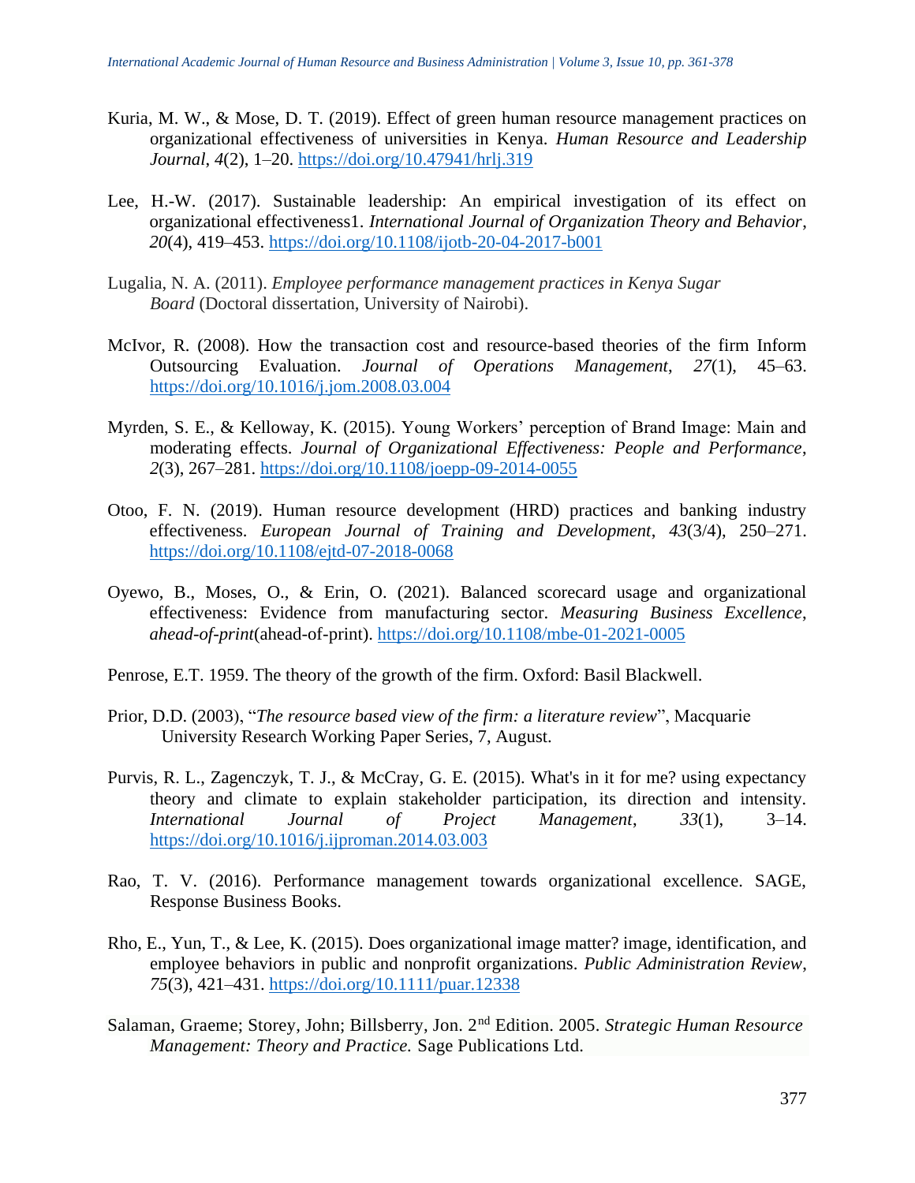Kuria, M. W., & Mose, D. T. (2019). Effect of green human resource management practices on organizational effectiveness of universities in Kenya. *Human Resource and Leadership Journal*, *4*(2), 1–20. https://doi.org/10.47941/hrlj.319

Lee, H.-W. (2017). Sustainable leadership: An empirical investigation of its effect on organizational effectiveness1. *International Journal of Organization Theory and Behavior*, *20*(4), 419–453. https://doi.org/10.1108/ijotb-20-04-2017-b001

Lugalia, N. A. (2011). *Employee performance management practices in Kenya Sugar Board* (Doctoral dissertation, University of Nairobi).

McIvor, R. (2008). How the transaction cost and resource-based theories of the firm Inform Outsourcing Evaluation. *Journal of Operations Management*, *27*(1), 45–63. https://doi.org/10.1016/j.jom.2008.03.004

Myrden, S. E., & Kelloway, K. (2015). Young Workers' perception of Brand Image: Main and moderating effects. *Journal of Organizational Effectiveness: People and Performance*, *2*(3), 267–281. https://doi.org/10.1108/joepp-09-2014-0055

Otoo, F. N. (2019). Human resource development (HRD) practices and banking industry effectiveness. *European Journal of Training and Development*, *43*(3/4), 250–271. https://doi.org/10.1108/ejtd-07-2018-0068

Oyewo, B., Moses, O., & Erin, O. (2021). Balanced scorecard usage and organizational effectiveness: Evidence from manufacturing sector. *Measuring Business Excellence*, *ahead-of-print*(ahead-of-print). https://doi.org/10.1108/mbe-01-2021-0005

Penrose, E.T. 1959. The theory of the growth of the firm. Oxford: Basil Blackwell.

Prior, D.D. (2003), "*The resource based view of the firm: a literature review*", Macquarie University Research Working Paper Series, 7, August.

Purvis, R. L., Zagenczyk, T. J., & McCray, G. E. (2015). What's in it for me? using expectancy theory and climate to explain stakeholder participation, its direction and intensity. *International Journal of Project Management*, *33*(1), 3–14. https://doi.org/10.1016/j.ijproman.2014.03.003

Rao, T. V. (2016). Performance management towards organizational excellence. SAGE, Response Business Books.

Rho, E., Yun, T., & Lee, K. (2015). Does organizational image matter? image, identification, and employee behaviors in public and nonprofit organizations. *Public Administration Review*, *75*(3), 421–431. https://doi.org/10.1111/puar.12338

Salaman, Graeme; Storey, John; Billsberry, Jon. 2nd Edition. 2005. *Strategic Human Resource Management: Theory and Practice.* Sage Publications Ltd.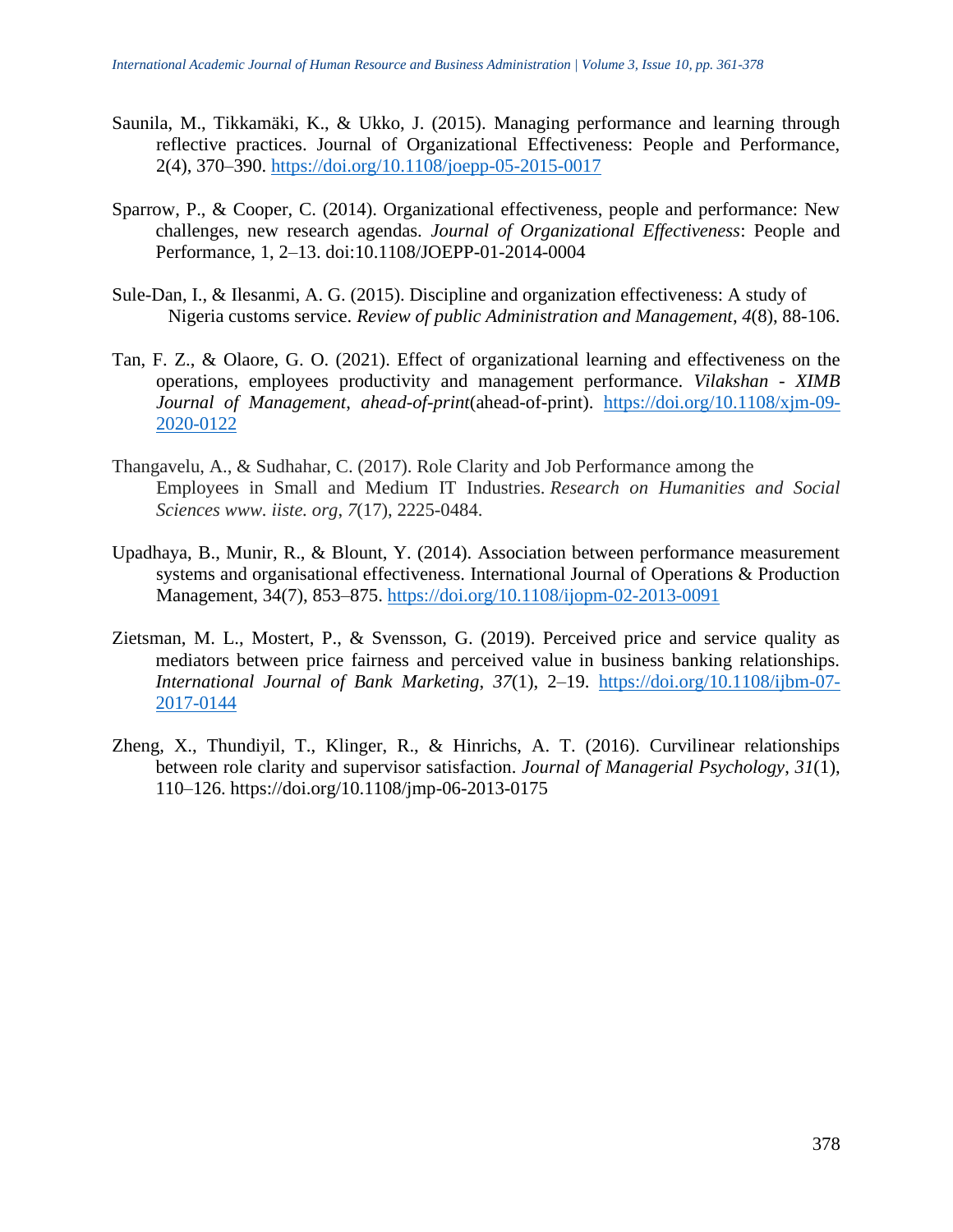Saunila, M., Tikkamäki, K., & Ukko, J. (2015). Managing performance and learning through reflective practices. Journal of Organizational Effectiveness: People and Performance, 2(4), 370–390. https://doi.org/10.1108/joepp-05-2015-0017

Sparrow, P., & Cooper, C. (2014). Organizational effectiveness, people and performance: New challenges, new research agendas. *Journal of Organizational Effectiveness*: People and Performance, 1, 2–13. doi:10.1108/JOEPP-01-2014-0004

Sule-Dan, I., & Ilesanmi, A. G. (2015). Discipline and organization effectiveness: A study of Nigeria customs service. *Review of public Administration and Management*, *4*(8), 88-106.

Tan, F. Z., & Olaore, G. O. (2021). Effect of organizational learning and effectiveness on the operations, employees productivity and management performance. *Vilakshan - XIMB Journal of Management*, *ahead-of-print*(ahead-of-print). https://doi.org/10.1108/xjm-09-2020-0122

Thangavelu, A., & Sudhahar, C. (2017). Role Clarity and Job Performance among the Employees in Small and Medium IT Industries. *Research on Humanities and Social Sciences www. iiste. org*, *7*(17), 2225-0484.

Upadhaya, B., Munir, R., & Blount, Y. (2014). Association between performance measurement systems and organisational effectiveness. International Journal of Operations & Production Management, 34(7), 853–875. https://doi.org/10.1108/ijopm-02-2013-0091

Zietsman, M. L., Mostert, P., & Svensson, G. (2019). Perceived price and service quality as mediators between price fairness and perceived value in business banking relationships. *International Journal of Bank Marketing*, *37*(1), 2–19. https://doi.org/10.1108/ijbm-07-2017-0144

Zheng, X., Thundiyil, T., Klinger, R., & Hinrichs, A. T. (2016). Curvilinear relationships between role clarity and supervisor satisfaction. *Journal of Managerial Psychology*, *31*(1), 110–126. https://doi.org/10.1108/jmp-06-2013-0175